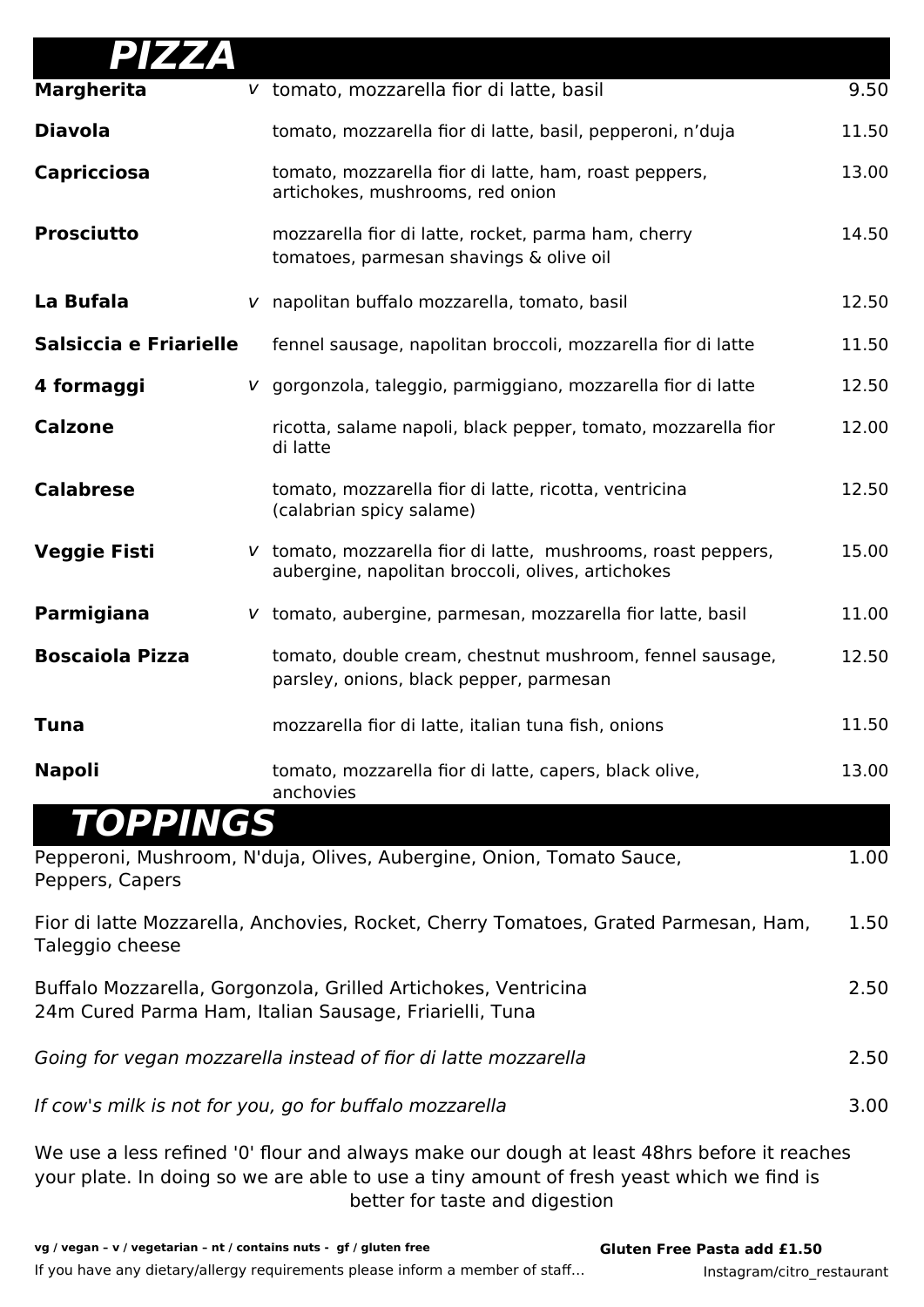# PIZZA

| Pizza | | Description | Price |
|---|---|---|---|
| **Margherita** | v | tomato, mozzarella fior di latte, basil | 9.50 |
| **Diavola** | | tomato, mozzarella fior di latte, basil, pepperoni, n'duja | 11.50 |
| **Capricciosa** | | tomato, mozzarella fior di latte, ham, roast peppers, artichokes, mushrooms, red onion | 13.00 |
| **Prosciutto** | | mozzarella fior di latte, rocket, parma ham, cherry tomatoes, parmesan shavings & olive oil | 14.50 |
| **La Bufala** | v | napolitan buffalo mozzarella, tomato, basil | 12.50 |
| **Salsiccia e Friarielle** | | fennel sausage, napolitan broccoli, mozzarella fior di latte | 11.50 |
| **4 formaggi** | v | gorgonzola, taleggio, parmiggiano, mozzarella fior di latte | 12.50 |
| **Calzone** | | ricotta, salame napoli, black pepper, tomato, mozzarella fior di latte | 12.00 |
| **Calabrese** | | tomato, mozzarella fior di latte, ricotta, ventricina (calabrian spicy salame) | 12.50 |
| **Veggie Fisti** | v | tomato, mozzarella fior di latte, mushrooms, roast peppers, aubergine, napolitan broccoli, olives, artichokes | 15.00 |
| **Parmigiana** | v | tomato, aubergine, parmesan, mozzarella fior latte, basil | 11.00 |
| **Boscaiola Pizza** | | tomato, double cream, chestnut mushroom, fennel sausage, parsley, onions, black pepper, parmesan | 12.50 |
| **Tuna** | | mozzarella fior di latte, italian tuna fish, onions | 11.50 |
| **Napoli** | | tomato, mozzarella fior di latte, capers, black olive, anchovies | 13.00 |

# TOPPINGS

| Topping | Price |
|---|---|
| Pepperoni, Mushroom, N'duja, Olives, Aubergine, Onion, Tomato Sauce, Peppers, Capers | 1.00 |
| Fior di latte Mozzarella, Anchovies, Rocket, Cherry Tomatoes, Grated Parmesan, Ham, Taleggio cheese | 1.50 |
| Buffalo Mozzarella, Gorgonzola, Grilled Artichokes, Ventricina 24m Cured Parma Ham, Italian Sausage, Friarielli, Tuna | 2.50 |
| *Going for vegan mozzarella instead of fior di latte mozzarella* | 2.50 |
| *If cow's milk is not for you, go for buffalo mozzarella* | 3.00 |

We use a less refined '0' flour and always make our dough at least 48hrs before it reaches your plate. In doing so we are able to use a tiny amount of fresh yeast which we find is better for taste and digestion

**vg / vegan – v / vegetarian – nt / contains nuts - gf / gluten free**

**Gluten Free Pasta add £1.50**

If you have any dietary/allergy requirements please inform a member of staff...

Instagram/citro_restaurant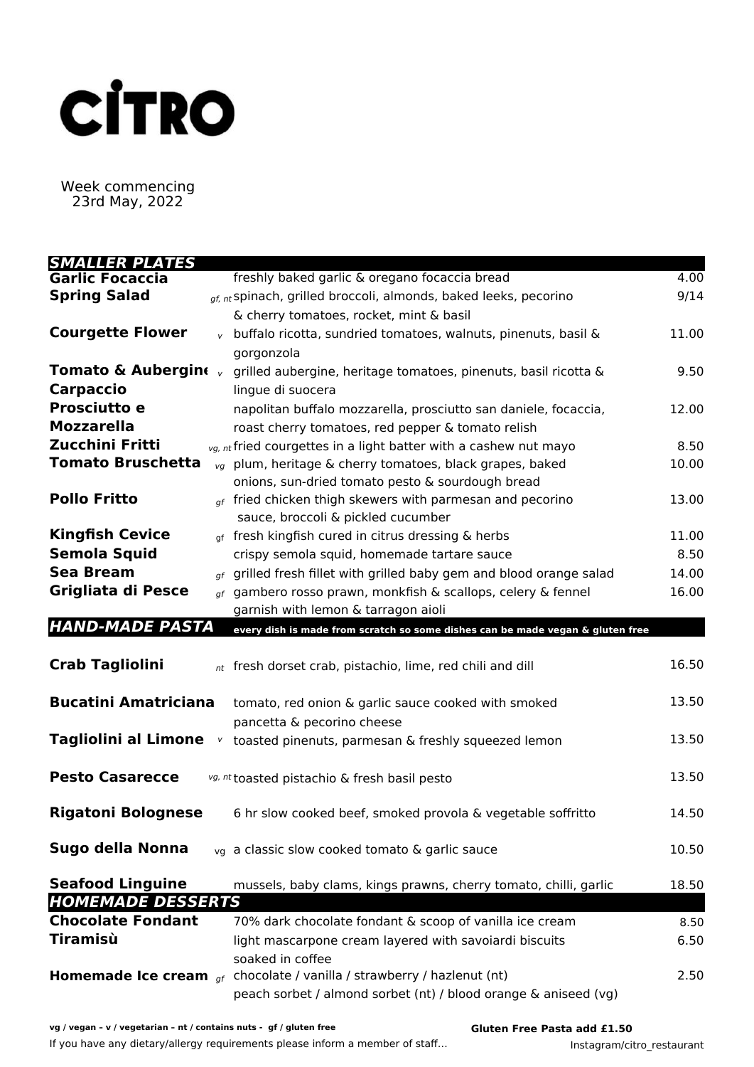# CİTRO

Week commencing
23rd May, 2022

## *SMALLER PLATES*

| | | | |
|---|---|---|---|
| **Garlic Focaccia** | | freshly baked garlic & oregano focaccia bread | 4.00 |
| **Spring Salad** | *gf, nt* | spinach, grilled broccoli, almonds, baked leeks, pecorino & cherry tomatoes, rocket, mint & basil | 9/14 |
| **Courgette Flower** | *v* | buffalo ricotta, sundried tomatoes, walnuts, pinenuts, basil & gorgonzola | 11.00 |
| **Tomato & Aubergine Carpaccio** | *v* | grilled aubergine, heritage tomatoes, pinenuts, basil ricotta & lingue di suocera | 9.50 |
| **Prosciutto e Mozzarella** | | napolitan buffalo mozzarella, prosciutto san daniele, focaccia, roast cherry tomatoes, red pepper & tomato relish | 12.00 |
| **Zucchini Fritti** | *vg, nt* | fried courgettes in a light batter with a cashew nut mayo | 8.50 |
| **Tomato Bruschetta** | *vg* | plum, heritage & cherry tomatoes, black grapes, baked onions, sun-dried tomato pesto & sourdough bread | 10.00 |
| **Pollo Fritto** | *gf* | fried chicken thigh skewers with parmesan and pecorino sauce, broccoli & pickled cucumber | 13.00 |
| **Kingfish Cevice** | *gf* | fresh kingfish cured in citrus dressing & herbs | 11.00 |
| **Semola Squid** | | crispy semola squid, homemade tartare sauce | 8.50 |
| **Sea Bream** | *gf* | grilled fresh fillet with grilled baby gem and blood orange salad | 14.00 |
| **Grigliata di Pesce** | *gf* | gambero rosso prawn, monkfish & scallops, celery & fennel garnish with lemon & tarragon aioli | 16.00 |

## *HAND-MADE PASTA*

**every dish is made from scratch so some dishes can be made vegan & gluten free**

| | | | |
|---|---|---|---|
| **Crab Tagliolini** | *nt* | fresh dorset crab, pistachio, lime, red chili and dill | 16.50 |
| **Bucatini Amatriciana** | | tomato, red onion & garlic sauce cooked with smoked pancetta & pecorino cheese | 13.50 |
| **Tagliolini al Limone** | *v* | toasted pinenuts, parmesan & freshly squeezed lemon | 13.50 |
| **Pesto Casarecce** | *vg, nt* | toasted pistachio & fresh basil pesto | 13.50 |
| **Rigatoni Bolognese** | | 6 hr slow cooked beef, smoked provola & vegetable soffritto | 14.50 |
| **Sugo della Nonna** | vg | a classic slow cooked tomato & garlic sauce | 10.50 |
| **Seafood Linguine** | | mussels, baby clams, kings prawns, cherry tomato, chilli, garlic | 18.50 |

## *HOMEMADE DESSERTS*

| | | | |
|---|---|---|---|
| **Chocolate Fondant** | | 70% dark chocolate fondant & scoop of vanilla ice cream | 8.50 |
| **Tiramisù** | | light mascarpone cream layered with savoiardi biscuits soaked in coffee | 6.50 |
| **Homemade Ice cream** | *gf* | chocolate / vanilla / strawberry / hazlenut (nt) peach sorbet / almond sorbet (nt) / blood orange & aniseed (vg) | 2.50 |

**vg / vegan – v / vegetarian – nt / contains nuts - gf / gluten free**

**Gluten Free Pasta add £1.50**

If you have any dietary/allergy requirements please inform a member of staff...

Instagram/citro_restaurant